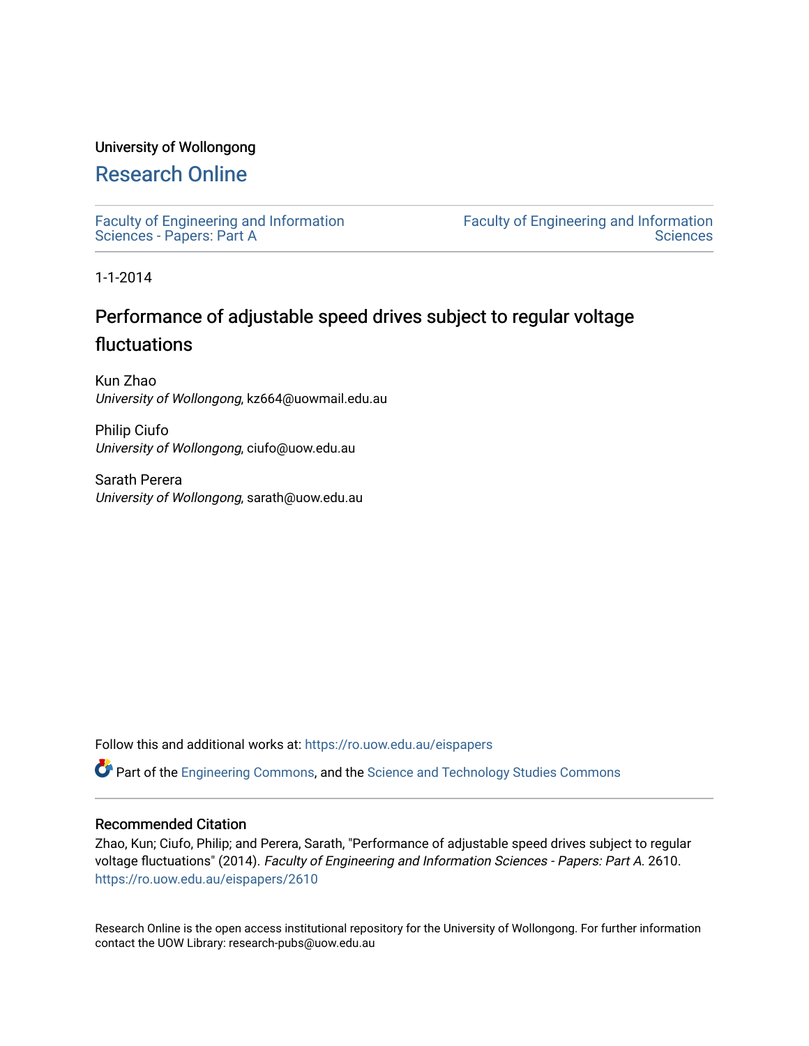University of Wollongong

# Research Online

Faculty of Engineering and Information Sciences - Papers: Part A

Faculty of Engineering and Information Sciences

1-1-2014

## Performance of adjustable speed drives subject to regular voltage fluctuations

Kun Zhao
*University of Wollongong*, kz664@uowmail.edu.au

Philip Ciufo
*University of Wollongong*, ciufo@uow.edu.au

Sarath Perera
*University of Wollongong*, sarath@uow.edu.au

Follow this and additional works at: https://ro.uow.edu.au/eispapers

Part of the Engineering Commons, and the Science and Technology Studies Commons

### Recommended Citation

Zhao, Kun; Ciufo, Philip; and Perera, Sarath, "Performance of adjustable speed drives subject to regular voltage fluctuations" (2014). *Faculty of Engineering and Information Sciences - Papers: Part A*. 2610.
https://ro.uow.edu.au/eispapers/2610

Research Online is the open access institutional repository for the University of Wollongong. For further information contact the UOW Library: research-pubs@uow.edu.au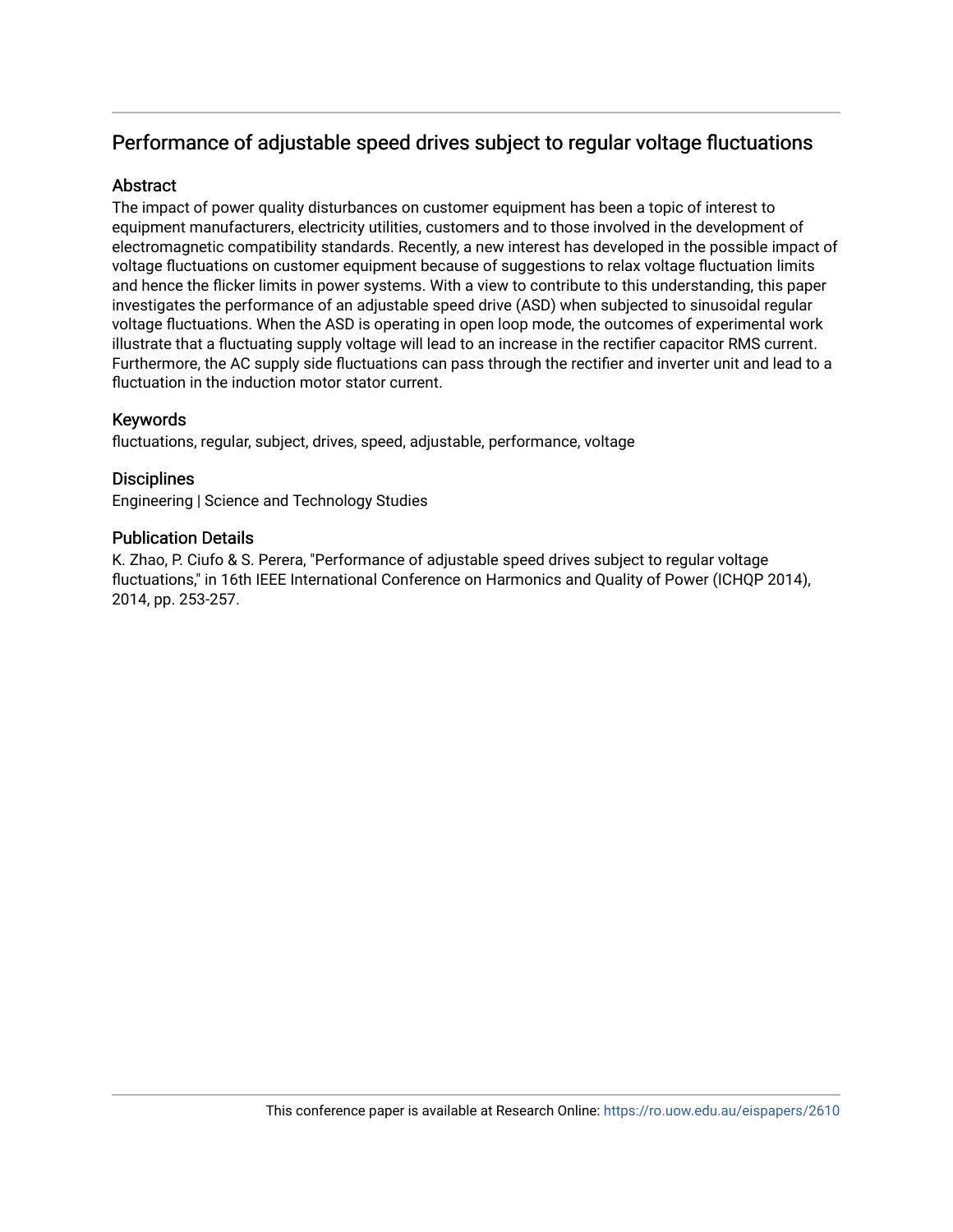# Performance of adjustable speed drives subject to regular voltage fluctuations

## Abstract

The impact of power quality disturbances on customer equipment has been a topic of interest to equipment manufacturers, electricity utilities, customers and to those involved in the development of electromagnetic compatibility standards. Recently, a new interest has developed in the possible impact of voltage fluctuations on customer equipment because of suggestions to relax voltage fluctuation limits and hence the flicker limits in power systems. With a view to contribute to this understanding, this paper investigates the performance of an adjustable speed drive (ASD) when subjected to sinusoidal regular voltage fluctuations. When the ASD is operating in open loop mode, the outcomes of experimental work illustrate that a fluctuating supply voltage will lead to an increase in the rectifier capacitor RMS current. Furthermore, the AC supply side fluctuations can pass through the rectifier and inverter unit and lead to a fluctuation in the induction motor stator current.

## Keywords

fluctuations, regular, subject, drives, speed, adjustable, performance, voltage

## Disciplines

Engineering | Science and Technology Studies

## Publication Details

K. Zhao, P. Ciufo & S. Perera, "Performance of adjustable speed drives subject to regular voltage fluctuations," in 16th IEEE International Conference on Harmonics and Quality of Power (ICHQP 2014), 2014, pp. 253-257.

This conference paper is available at Research Online: https://ro.uow.edu.au/eispapers/2610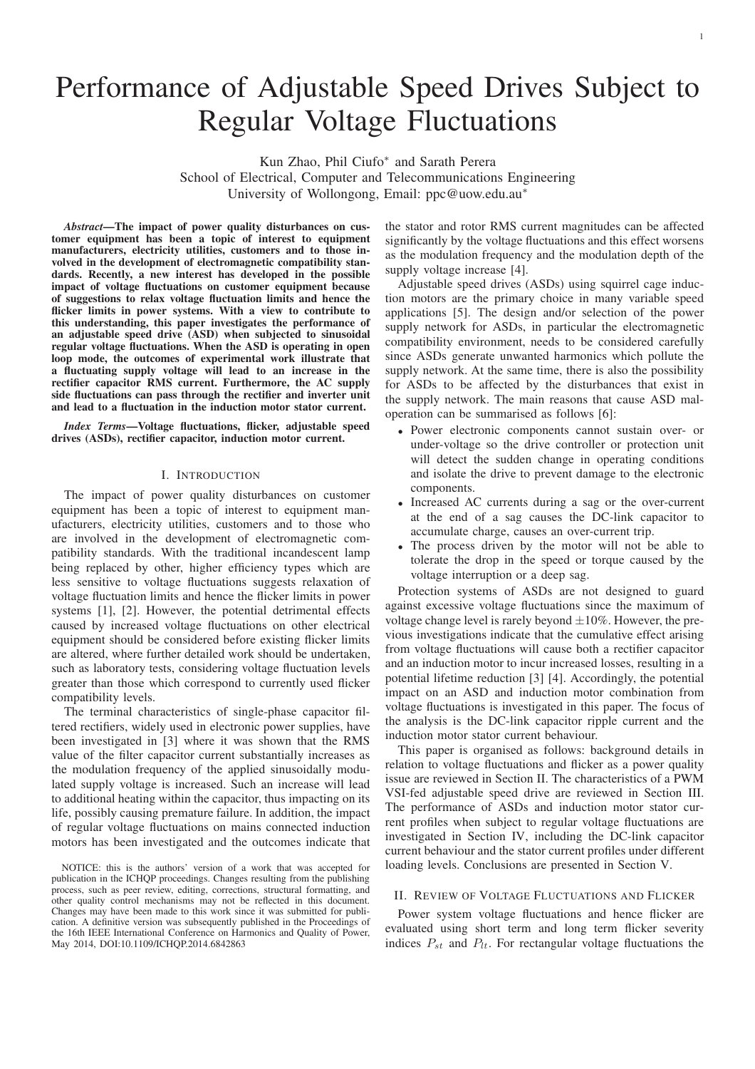# Performance of Adjustable Speed Drives Subject to Regular Voltage Fluctuations

Kun Zhao, Phil Ciufo* and Sarath Perera

School of Electrical, Computer and Telecommunications Engineering

University of Wollongong, Email: ppc@uow.edu.au*

***Abstract*—The impact of power quality disturbances on customer equipment has been a topic of interest to equipment manufacturers, electricity utilities, customers and to those involved in the development of electromagnetic compatibility standards. Recently, a new interest has developed in the possible impact of voltage fluctuations on customer equipment because of suggestions to relax voltage fluctuation limits and hence the flicker limits in power systems. With a view to contribute to this understanding, this paper investigates the performance of an adjustable speed drive (ASD) when subjected to sinusoidal regular voltage fluctuations. When the ASD is operating in open loop mode, the outcomes of experimental work illustrate that a fluctuating supply voltage will lead to an increase in the rectifier capacitor RMS current. Furthermore, the AC supply side fluctuations can pass through the rectifier and inverter unit and lead to a fluctuation in the induction motor stator current.**

***Index Terms*—Voltage fluctuations, flicker, adjustable speed drives (ASDs), rectifier capacitor, induction motor current.**

## I. Introduction

The impact of power quality disturbances on customer equipment has been a topic of interest to equipment manufacturers, electricity utilities, customers and to those who are involved in the development of electromagnetic compatibility standards. With the traditional incandescent lamp being replaced by other, higher efficiency types which are less sensitive to voltage fluctuations suggests relaxation of voltage fluctuation limits and hence the flicker limits in power systems [1], [2]. However, the potential detrimental effects caused by increased voltage fluctuations on other electrical equipment should be considered before existing flicker limits are altered, where further detailed work should be undertaken, such as laboratory tests, considering voltage fluctuation levels greater than those which correspond to currently used flicker compatibility levels.

The terminal characteristics of single-phase capacitor filtered rectifiers, widely used in electronic power supplies, have been investigated in [3] where it was shown that the RMS value of the filter capacitor current substantially increases as the modulation frequency of the applied sinusoidally modulated supply voltage is increased. Such an increase will lead to additional heating within the capacitor, thus impacting on its life, possibly causing premature failure. In addition, the impact of regular voltage fluctuations on mains connected induction motors has been investigated and the outcomes indicate that the stator and rotor RMS current magnitudes can be affected significantly by the voltage fluctuations and this effect worsens as the modulation frequency and the modulation depth of the supply voltage increase [4].

Adjustable speed drives (ASDs) using squirrel cage induction motors are the primary choice in many variable speed applications [5]. The design and/or selection of the power supply network for ASDs, in particular the electromagnetic compatibility environment, needs to be considered carefully since ASDs generate unwanted harmonics which pollute the supply network. At the same time, there is also the possibility for ASDs to be affected by the disturbances that exist in the supply network. The main reasons that cause ASD mal-operation can be summarised as follows [6]:

- Power electronic components cannot sustain over- or under-voltage so the drive controller or protection unit will detect the sudden change in operating conditions and isolate the drive to prevent damage to the electronic components.
- Increased AC currents during a sag or the over-current at the end of a sag causes the DC-link capacitor to accumulate charge, causes an over-current trip.
- The process driven by the motor will not be able to tolerate the drop in the speed or torque caused by the voltage interruption or a deep sag.

Protection systems of ASDs are not designed to guard against excessive voltage fluctuations since the maximum of voltage change level is rarely beyond $\pm10\%$. However, the previous investigations indicate that the cumulative effect arising from voltage fluctuations will cause both a rectifier capacitor and an induction motor to incur increased losses, resulting in a potential lifetime reduction [3] [4]. Accordingly, the potential impact on an ASD and induction motor combination from voltage fluctuations is investigated in this paper. The focus of the analysis is the DC-link capacitor ripple current and the induction motor stator current behaviour.

This paper is organised as follows: background details in relation to voltage fluctuations and flicker as a power quality issue are reviewed in Section II. The characteristics of a PWM VSI-fed adjustable speed drive are reviewed in Section III. The performance of ASDs and induction motor stator current profiles when subject to regular voltage fluctuations are investigated in Section IV, including the DC-link capacitor current behaviour and the stator current profiles under different loading levels. Conclusions are presented in Section V.

NOTICE: this is the authors' version of a work that was accepted for publication in the ICHQP proceedings. Changes resulting from the publishing process, such as peer review, editing, corrections, structural formatting, and other quality control mechanisms may not be reflected in this document. Changes may have been made to this work since it was submitted for publication. A definitive version was subsequently published in the Proceedings of the 16th IEEE International Conference on Harmonics and Quality of Power, May 2014, DOI:10.1109/ICHQP.2014.6842863

## II. Review of Voltage Fluctuations and Flicker

Power system voltage fluctuations and hence flicker are evaluated using short term and long term flicker severity indices $P_{st}$ and $P_{lt}$. For rectangular voltage fluctuations the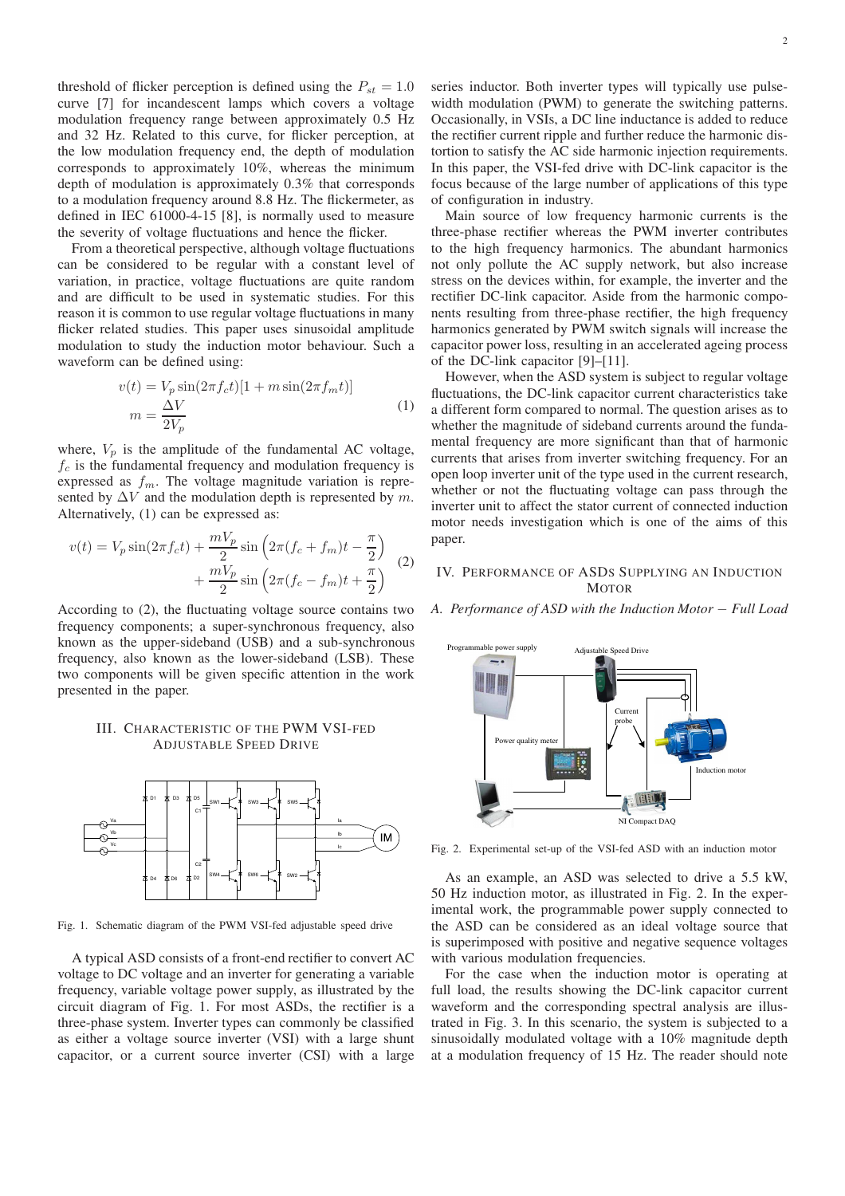threshold of flicker perception is defined using the $P_{st} = 1.0$ curve [7] for incandescent lamps which covers a voltage modulation frequency range between approximately 0.5 Hz and 32 Hz. Related to this curve, for flicker perception, at the low modulation frequency end, the depth of modulation corresponds to approximately 10%, whereas the minimum depth of modulation is approximately 0.3% that corresponds to a modulation frequency around 8.8 Hz. The flickermeter, as defined in IEC 61000-4-15 [8], is normally used to measure the severity of voltage fluctuations and hence the flicker.

From a theoretical perspective, although voltage fluctuations can be considered to be regular with a constant level of variation, in practice, voltage fluctuations are quite random and are difficult to be used in systematic studies. For this reason it is common to use regular voltage fluctuations in many flicker related studies. This paper uses sinusoidal amplitude modulation to study the induction motor behaviour. Such a waveform can be defined using:

$$
\begin{aligned}
v(t) &= V_p \sin(2\pi f_c t)[1 + m \sin(2\pi f_m t)] \\
m &= \frac{\Delta V}{2V_p}
\end{aligned}
\tag{1}
$$

where, $V_p$ is the amplitude of the fundamental AC voltage, $f_c$ is the fundamental frequency and modulation frequency is expressed as $f_m$. The voltage magnitude variation is represented by $\Delta V$ and the modulation depth is represented by $m$. Alternatively, (1) can be expressed as:

$$
\begin{aligned}
v(t) = V_p \sin(2\pi f_c t) &+ \frac{mV_p}{2} \sin\left(2\pi(f_c + f_m)t - \frac{\pi}{2}\right) \\
&+ \frac{mV_p}{2} \sin\left(2\pi(f_c - f_m)t + \frac{\pi}{2}\right)
\end{aligned}
\tag{2}
$$

According to (2), the fluctuating voltage source contains two frequency components; a super-synchronous frequency, also known as the upper-sideband (USB) and a sub-synchronous frequency, also known as the lower-sideband (LSB). These two components will be given specific attention in the work presented in the paper.

## III. Characteristic of the PWM VSI-fed Adjustable Speed Drive

Fig. 1. Schematic diagram of the PWM VSI-fed adjustable speed drive

A typical ASD consists of a front-end rectifier to convert AC voltage to DC voltage and an inverter for generating a variable frequency, variable voltage power supply, as illustrated by the circuit diagram of Fig. 1. For most ASDs, the rectifier is a three-phase system. Inverter types can commonly be classified as either a voltage source inverter (VSI) with a large shunt capacitor, or a current source inverter (CSI) with a large series inductor. Both inverter types will typically use pulse-width modulation (PWM) to generate the switching patterns. Occasionally, in VSIs, a DC line inductance is added to reduce the rectifier current ripple and further reduce the harmonic distortion to satisfy the AC side harmonic injection requirements. In this paper, the VSI-fed drive with DC-link capacitor is the focus because of the large number of applications of this type of configuration in industry.

Main source of low frequency harmonic currents is the three-phase rectifier whereas the PWM inverter contributes to the high frequency harmonics. The abundant harmonics not only pollute the AC supply network, but also increase stress on the devices within, for example, the inverter and the rectifier DC-link capacitor. Aside from the harmonic components resulting from three-phase rectifier, the high frequency harmonics generated by PWM switch signals will increase the capacitor power loss, resulting in an accelerated ageing process of the DC-link capacitor [9]–[11].

However, when the ASD system is subject to regular voltage fluctuations, the DC-link capacitor current characteristics take a different form compared to normal. The question arises as to whether the magnitude of sideband currents around the fundamental frequency are more significant than that of harmonic currents that arises from inverter switching frequency. For an open loop inverter unit of the type used in the current research, whether or not the fluctuating voltage can pass through the inverter unit to affect the stator current of connected induction motor needs investigation which is one of the aims of this paper.

## IV. Performance of ASDs Supplying an Induction Motor

### A. Performance of ASD with the Induction Motor − Full Load

Fig. 2. Experimental set-up of the VSI-fed ASD with an induction motor

As an example, an ASD was selected to drive a 5.5 kW, 50 Hz induction motor, as illustrated in Fig. 2. In the experimental work, the programmable power supply connected to the ASD can be considered as an ideal voltage source that is superimposed with positive and negative sequence voltages with various modulation frequencies.

For the case when the induction motor is operating at full load, the results showing the DC-link capacitor current waveform and the corresponding spectral analysis are illustrated in Fig. 3. In this scenario, the system is subjected to a sinusoidally modulated voltage with a 10% magnitude depth at a modulation frequency of 15 Hz. The reader should note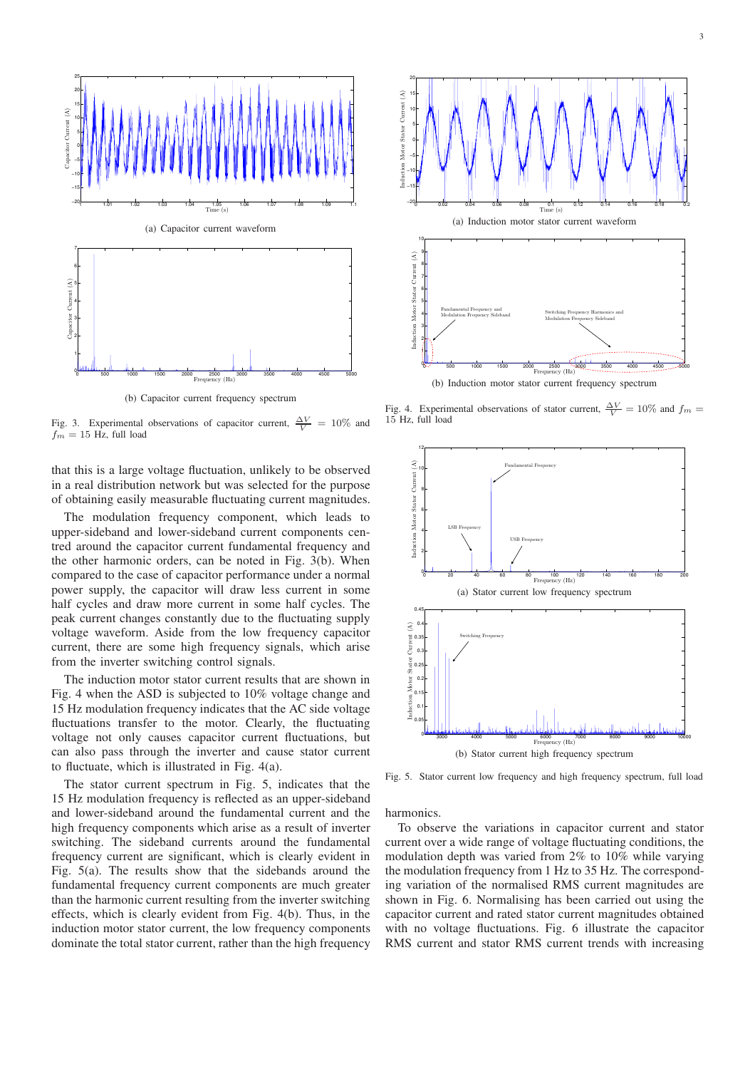(a) Capacitor current waveform

(b) Capacitor current frequency spectrum

Fig. 3. Experimental observations of capacitor current, $\frac{\Delta V}{V} = 10\%$ and $f_m = 15$ Hz, full load

that this is a large voltage fluctuation, unlikely to be observed in a real distribution network but was selected for the purpose of obtaining easily measurable fluctuating current magnitudes.

The modulation frequency component, which leads to upper-sideband and lower-sideband current components centred around the capacitor current fundamental frequency and the other harmonic orders, can be noted in Fig. 3(b). When compared to the case of capacitor performance under a normal power supply, the capacitor will draw less current in some half cycles and draw more current in some half cycles. The peak current changes constantly due to the fluctuating supply voltage waveform. Aside from the low frequency capacitor current, there are some high frequency signals, which arise from the inverter switching control signals.

The induction motor stator current results that are shown in Fig. 4 when the ASD is subjected to 10% voltage change and 15 Hz modulation frequency indicates that the AC side voltage fluctuations transfer to the motor. Clearly, the fluctuating voltage not only causes capacitor current fluctuations, but can also pass through the inverter and cause stator current to fluctuate, which is illustrated in Fig. 4(a).

The stator current spectrum in Fig. 5, indicates that the 15 Hz modulation frequency is reflected as an upper-sideband and lower-sideband around the fundamental current and the high frequency components which arise as a result of inverter switching. The sideband currents around the fundamental frequency current are significant, which is clearly evident in Fig. 5(a). The results show that the sidebands around the fundamental frequency current components are much greater than the harmonic current resulting from the inverter switching effects, which is clearly evident from Fig. 4(b). Thus, in the induction motor stator current, the low frequency components dominate the total stator current, rather than the high frequency harmonics.

(a) Induction motor stator current waveform

(b) Induction motor stator current frequency spectrum

Fig. 4. Experimental observations of stator current, $\frac{\Delta V}{V} = 10\%$ and $f_m = 15$ Hz, full load

(a) Stator current low frequency spectrum

(b) Stator current high frequency spectrum

Fig. 5. Stator current low frequency and high frequency spectrum, full load

To observe the variations in capacitor current and stator current over a wide range of voltage fluctuating conditions, the modulation depth was varied from 2% to 10% while varying the modulation frequency from 1 Hz to 35 Hz. The corresponding variation of the normalised RMS current magnitudes are shown in Fig. 6. Normalising has been carried out using the capacitor current and rated stator current magnitudes obtained with no voltage fluctuations. Fig. 6 illustrate the capacitor RMS current and stator RMS current trends with increasing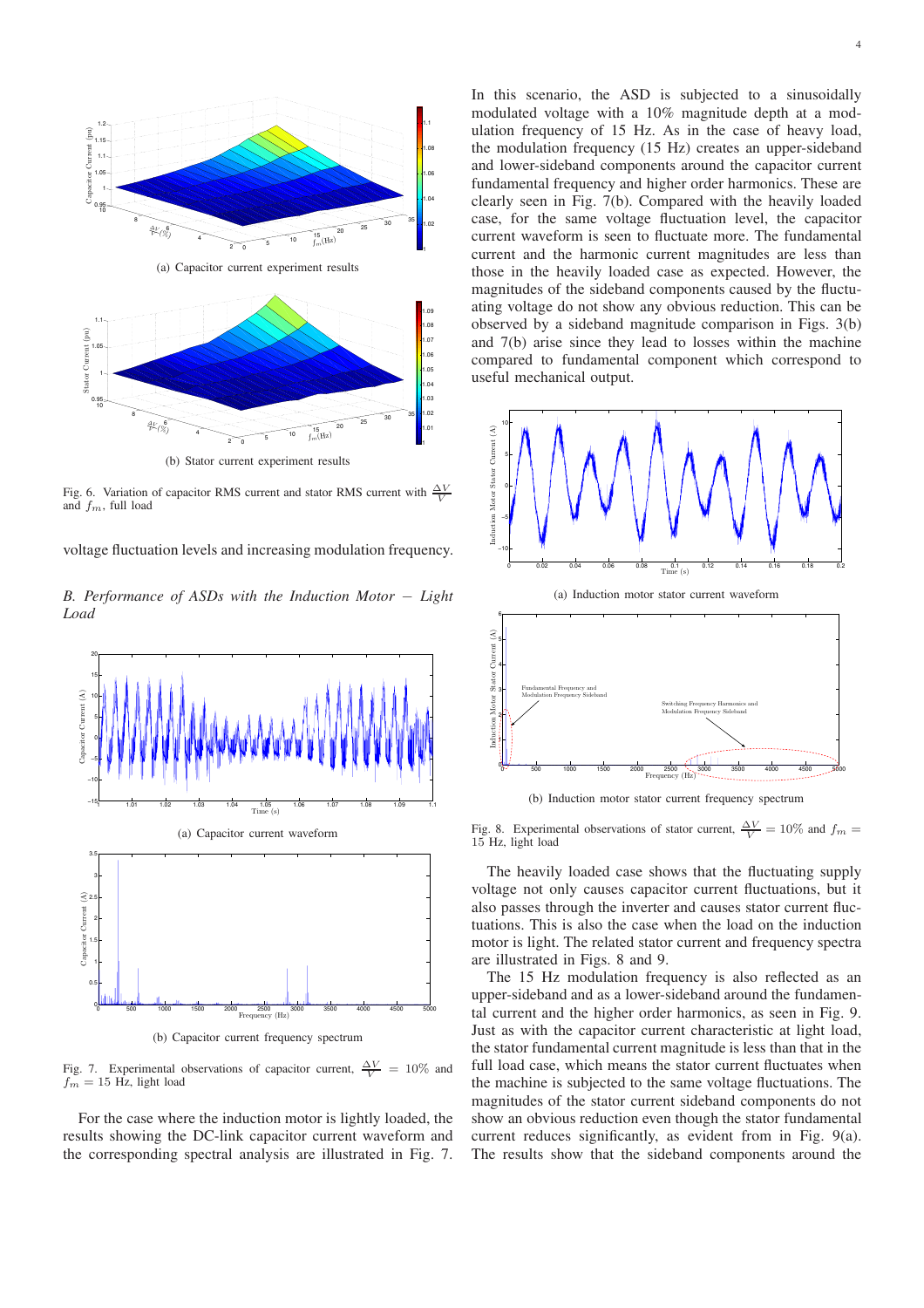(a) Capacitor current experiment results

(b) Stator current experiment results

Fig. 6. Variation of capacitor RMS current and stator RMS current with $\frac{\Delta V}{V}$ and $f_m$, full load

voltage fluctuation levels and increasing modulation frequency.

## B. Performance of ASDs with the Induction Motor – Light Load

(a) Capacitor current waveform

(b) Capacitor current frequency spectrum

Fig. 7. Experimental observations of capacitor current, $\frac{\Delta V}{V} = 10\%$ and $f_m = 15$ Hz, light load

For the case where the induction motor is lightly loaded, the results showing the DC-link capacitor current waveform and the corresponding spectral analysis are illustrated in Fig. 7. In this scenario, the ASD is subjected to a sinusoidally modulated voltage with a 10% magnitude depth at a modulation frequency of 15 Hz. As in the case of heavy load, the modulation frequency (15 Hz) creates an upper-sideband and lower-sideband components around the capacitor current fundamental frequency and higher order harmonics. These are clearly seen in Fig. 7(b). Compared with the heavily loaded case, for the same voltage fluctuation level, the capacitor current waveform is seen to fluctuate more. The fundamental current and the harmonic current magnitudes are less than those in the heavily loaded case as expected. However, the magnitudes of the sideband components caused by the fluctuating voltage do not show any obvious reduction. This can be observed by a sideband magnitude comparison in Figs. 3(b) and 7(b) arise since they lead to losses within the machine compared to fundamental component which correspond to useful mechanical output.

(a) Induction motor stator current waveform

(b) Induction motor stator current frequency spectrum

Fig. 8. Experimental observations of stator current, $\frac{\Delta V}{V} = 10\%$ and $f_m = 15$ Hz, light load

The heavily loaded case shows that the fluctuating supply voltage not only causes capacitor current fluctuations, but it also passes through the inverter and causes stator current fluctuations. This is also the case when the load on the induction motor is light. The related stator current and frequency spectra are illustrated in Figs. 8 and 9.

The 15 Hz modulation frequency is also reflected as an upper-sideband and as a lower-sideband around the fundamental current and the higher order harmonics, as seen in Fig. 9. Just as with the capacitor current characteristic at light load, the stator fundamental current magnitude is less than that in the full load case, which means the stator current fluctuates when the machine is subjected to the same voltage fluctuations. The magnitudes of the stator current sideband components do not show an obvious reduction even though the stator fundamental current reduces significantly, as evident from in Fig. 9(a). The results show that the sideband components around the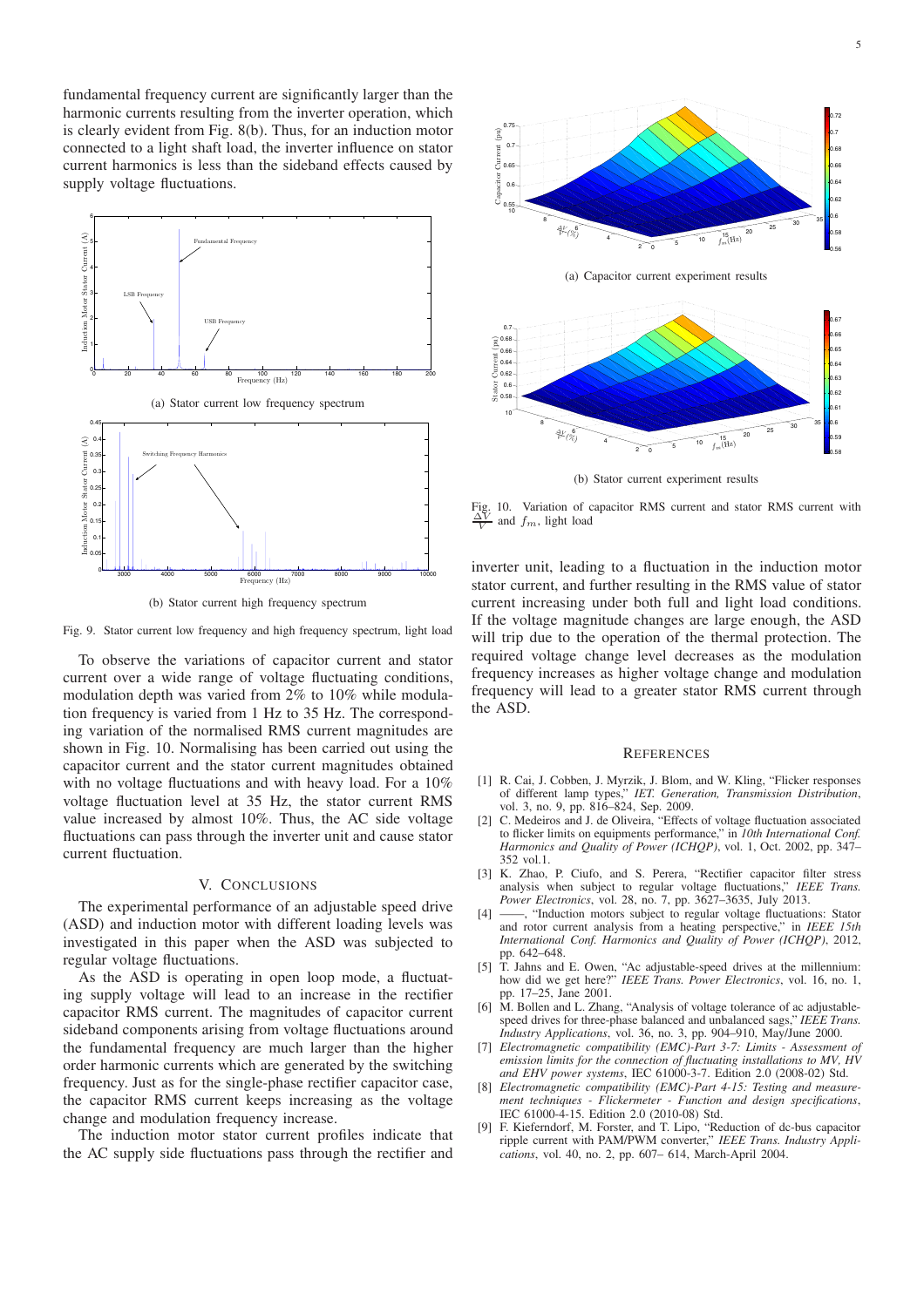fundamental frequency current are significantly larger than the harmonic currents resulting from the inverter operation, which is clearly evident from Fig. 8(b). Thus, for an induction motor connected to a light shaft load, the inverter influence on stator current harmonics is less than the sideband effects caused by supply voltage fluctuations.

(a) Stator current low frequency spectrum

(b) Stator current high frequency spectrum

Fig. 9. Stator current low frequency and high frequency spectrum, light load

To observe the variations of capacitor current and stator current over a wide range of voltage fluctuating conditions, modulation depth was varied from 2% to 10% while modulation frequency is varied from 1 Hz to 35 Hz. The corresponding variation of the normalised RMS current magnitudes are shown in Fig. 10. Normalising has been carried out using the capacitor current and the stator current magnitudes obtained with no voltage fluctuations and with heavy load. For a 10% voltage fluctuation level at 35 Hz, the stator current RMS value increased by almost 10%. Thus, the AC side voltage fluctuations can pass through the inverter unit and cause stator current fluctuation.

## V. Conclusions

The experimental performance of an adjustable speed drive (ASD) and induction motor with different loading levels was investigated in this paper when the ASD was subjected to regular voltage fluctuations.

As the ASD is operating in open loop mode, a fluctuating supply voltage will lead to an increase in the rectifier capacitor RMS current. The magnitudes of capacitor current sideband components arising from voltage fluctuations around the fundamental frequency are much larger than the higher order harmonic currents which are generated by the switching frequency. Just as for the single-phase rectifier capacitor case, the capacitor RMS current keeps increasing as the voltage change and modulation frequency increase.

The induction motor stator current profiles indicate that the AC supply side fluctuations pass through the rectifier and

(a) Capacitor current experiment results

(b) Stator current experiment results

Fig. 10. Variation of capacitor RMS current and stator RMS current with $\frac{\Delta V}{V}$ and $f_m$, light load

inverter unit, leading to a fluctuation in the induction motor stator current, and further resulting in the RMS value of stator current increasing under both full and light load conditions. If the voltage magnitude changes are large enough, the ASD will trip due to the operation of the thermal protection. The required voltage change level decreases as the modulation frequency increases as higher voltage change and modulation frequency will lead to a greater stator RMS current through the ASD.

## References

[1] R. Cai, J. Cobben, J. Myrzik, J. Blom, and W. Kling, "Flicker responses of different lamp types," *IET. Generation, Transmission Distribution*, vol. 3, no. 9, pp. 816–824, Sep. 2009.

[2] C. Medeiros and J. de Oliveira, "Effects of voltage fluctuation associated to flicker limits on equipments performance," in *10th International Conf. Harmonics and Quality of Power (ICHQP)*, vol. 1, Oct. 2002, pp. 347–352 vol.1.

[3] K. Zhao, P. Ciufo, and S. Perera, "Rectifier capacitor filter stress analysis when subject to regular voltage fluctuations," *IEEE Trans. Power Electronics*, vol. 28, no. 7, pp. 3627–3635, July 2013.

[4] ——, "Induction motors subject to regular voltage fluctuations: Stator and rotor current analysis from a heating perspective," in *IEEE 15th International Conf. Harmonics and Quality of Power (ICHQP)*, 2012, pp. 642–648.

[5] T. Jahns and E. Owen, "Ac adjustable-speed drives at the millennium: how did we get here?" *IEEE Trans. Power Electronics*, vol. 16, no. 1, pp. 17–25, Jane 2001.

[6] M. Bollen and L. Zhang, "Analysis of voltage tolerance of ac adjustable-speed drives for three-phase balanced and unbalanced sags," *IEEE Trans. Industry Applications*, vol. 36, no. 3, pp. 904–910, May/June 2000.

[7] *Electromagnetic compatibility (EMC)-Part 3-7: Limits - Assessment of emission limits for the connection of fluctuating installations to MV, HV and EHV power systems*, IEC 61000-3-7. Edition 2.0 (2008-02) Std.

[8] *Electromagnetic compatibility (EMC)-Part 4-15: Testing and measurement techniques - Flickermeter - Function and design specifications*, IEC 61000-4-15. Edition 2.0 (2010-08) Std.

[9] F. Kieferndorf, M. Forster, and T. Lipo, "Reduction of dc-bus capacitor ripple current with PAM/PWM converter," *IEEE Trans. Industry Applications*, vol. 40, no. 2, pp. 607– 614, March-April 2004.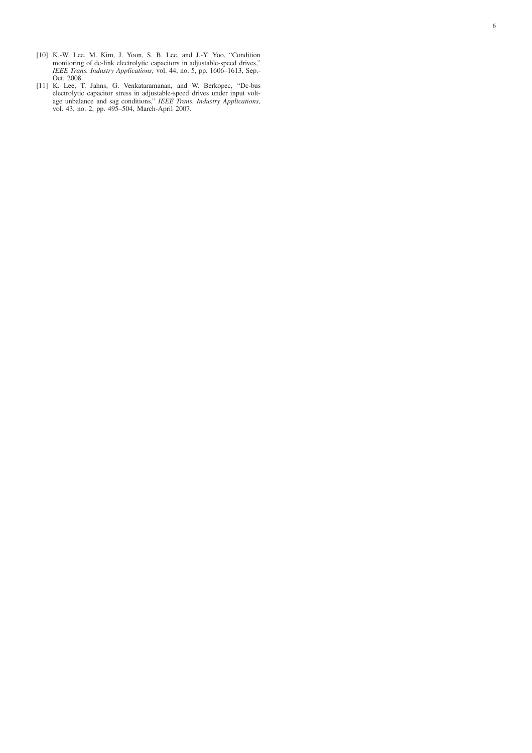[10] K.-W. Lee, M. Kim, J. Yoon, S. B. Lee, and J.-Y. Yoo, "Condition monitoring of dc-link electrolytic capacitors in adjustable-speed drives," *IEEE Trans. Industry Applications*, vol. 44, no. 5, pp. 1606–1613, Sep.-Oct. 2008.

[11] K. Lee, T. Jahns, G. Venkataramanan, and W. Berkopec, "Dc-bus electrolytic capacitor stress in adjustable-speed drives under input voltage unbalance and sag conditions," *IEEE Trans. Industry Applications*, vol. 43, no. 2, pp. 495–504, March-April 2007.